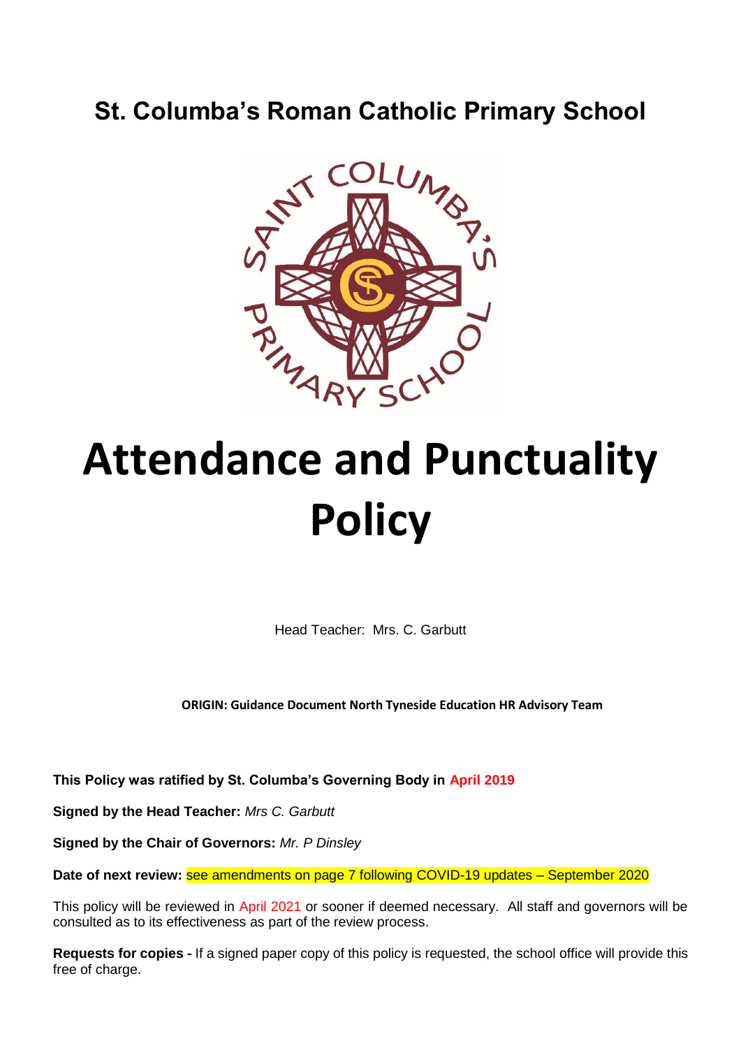# St. Columba's Roman Catholic Primary School

# Attendance and Punctuality Policy

Head Teacher: Mrs. C. Garbutt

**ORIGIN: Guidance Document North Tyneside Education HR Advisory Team**

**This Policy was ratified by St. Columba's Governing Body in April 2019**

**Signed by the Head Teacher:** *Mrs C. Garbutt*

**Signed by the Chair of Governors:** *Mr. P Dinsley*

**Date of next review:** see amendments on page 7 following COVID-19 updates – September 2020

This policy will be reviewed in April 2021 or sooner if deemed necessary. All staff and governors will be consulted as to its effectiveness as part of the review process.

**Requests for copies -** If a signed paper copy of this policy is requested, the school office will provide this free of charge.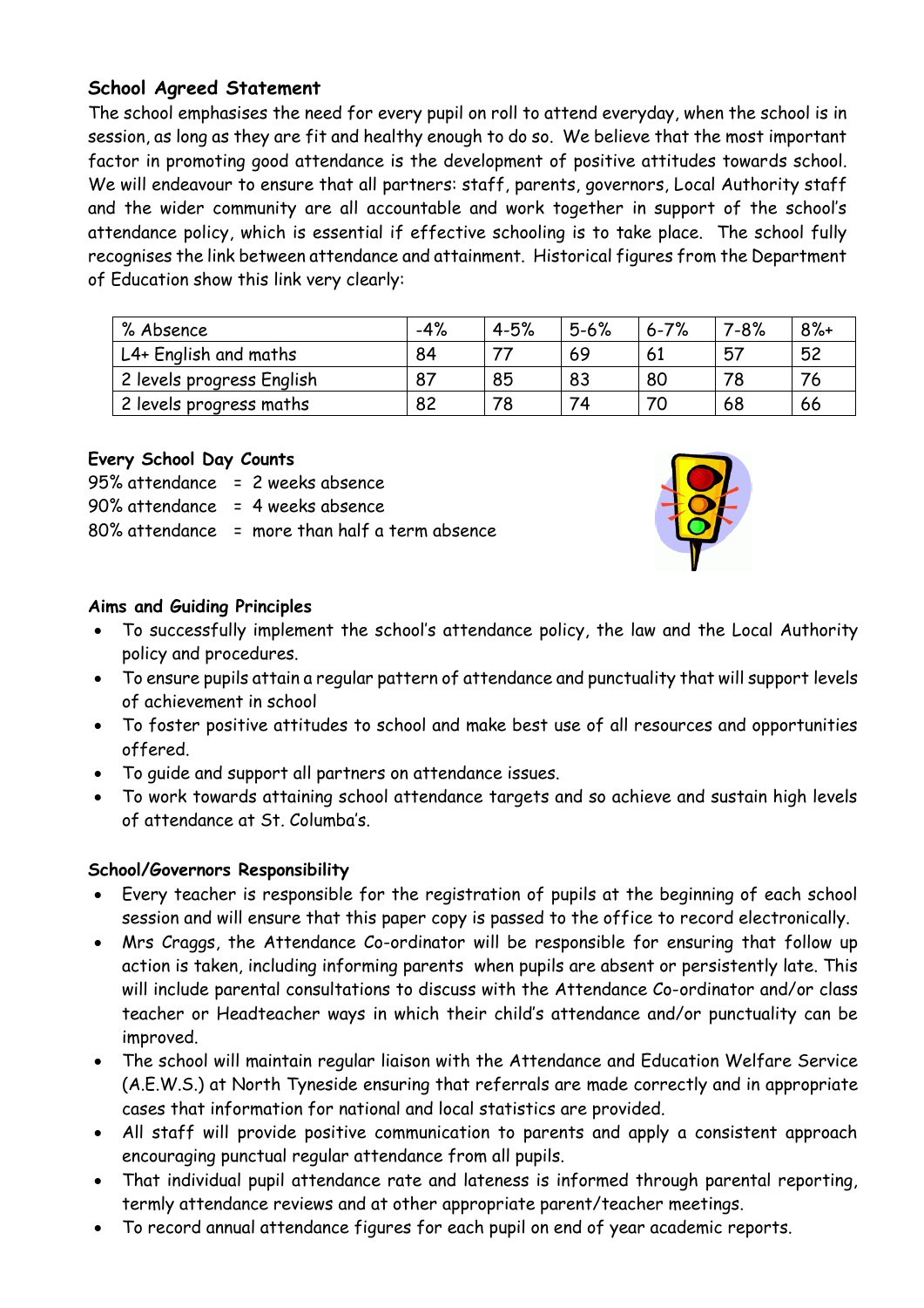### School Agreed Statement

The school emphasises the need for every pupil on roll to attend everyday, when the school is in session, as long as they are fit and healthy enough to do so. We believe that the most important factor in promoting good attendance is the development of positive attitudes towards school. We will endeavour to ensure that all partners: staff, parents, governors, Local Authority staff and the wider community are all accountable and work together in support of the school's attendance policy, which is essential if effective schooling is to take place. The school fully recognises the link between attendance and attainment. Historical figures from the Department of Education show this link very clearly:

| % Absence | -4% | 4-5% | 5-6% | 6-7% | 7-8% | 8%+ |
|---|---|---|---|---|---|---|
| L4+ English and maths | 84 | 77 | 69 | 61 | 57 | 52 |
| 2 levels progress English | 87 | 85 | 83 | 80 | 78 | 76 |
| 2 levels progress maths | 82 | 78 | 74 | 70 | 68 | 66 |

### Every School Day Counts

95% attendance = 2 weeks absence
90% attendance = 4 weeks absence
80% attendance = more than half a term absence

### Aims and Guiding Principles

- To successfully implement the school's attendance policy, the law and the Local Authority policy and procedures.
- To ensure pupils attain a regular pattern of attendance and punctuality that will support levels of achievement in school
- To foster positive attitudes to school and make best use of all resources and opportunities offered.
- To guide and support all partners on attendance issues.
- To work towards attaining school attendance targets and so achieve and sustain high levels of attendance at St. Columba's.

### School/Governors Responsibility

- Every teacher is responsible for the registration of pupils at the beginning of each school session and will ensure that this paper copy is passed to the office to record electronically.
- Mrs Craggs, the Attendance Co-ordinator will be responsible for ensuring that follow up action is taken, including informing parents when pupils are absent or persistently late. This will include parental consultations to discuss with the Attendance Co-ordinator and/or class teacher or Headteacher ways in which their child's attendance and/or punctuality can be improved.
- The school will maintain regular liaison with the Attendance and Education Welfare Service (A.E.W.S.) at North Tyneside ensuring that referrals are made correctly and in appropriate cases that information for national and local statistics are provided.
- All staff will provide positive communication to parents and apply a consistent approach encouraging punctual regular attendance from all pupils.
- That individual pupil attendance rate and lateness is informed through parental reporting, termly attendance reviews and at other appropriate parent/teacher meetings.
- To record annual attendance figures for each pupil on end of year academic reports.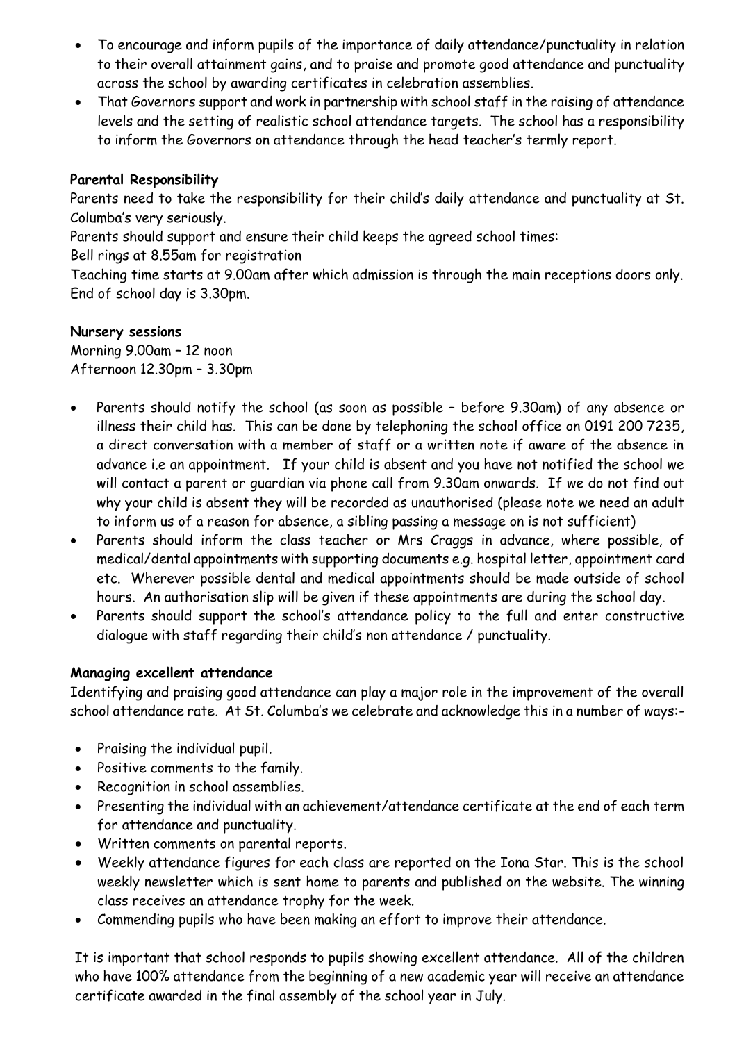- To encourage and inform pupils of the importance of daily attendance/punctuality in relation to their overall attainment gains, and to praise and promote good attendance and punctuality across the school by awarding certificates in celebration assemblies.
- That Governors support and work in partnership with school staff in the raising of attendance levels and the setting of realistic school attendance targets. The school has a responsibility to inform the Governors on attendance through the head teacher's termly report.

**Parental Responsibility**

Parents need to take the responsibility for their child's daily attendance and punctuality at St. Columba's very seriously.

Parents should support and ensure their child keeps the agreed school times:

Bell rings at 8.55am for registration

Teaching time starts at 9.00am after which admission is through the main receptions doors only.

End of school day is 3.30pm.

**Nursery sessions**

Morning 9.00am – 12 noon

Afternoon 12.30pm – 3.30pm

- Parents should notify the school (as soon as possible – before 9.30am) of any absence or illness their child has. This can be done by telephoning the school office on 0191 200 7235, a direct conversation with a member of staff or a written note if aware of the absence in advance i.e an appointment. If your child is absent and you have not notified the school we will contact a parent or guardian via phone call from 9.30am onwards. If we do not find out why your child is absent they will be recorded as unauthorised (please note we need an adult to inform us of a reason for absence, a sibling passing a message on is not sufficient)
- Parents should inform the class teacher or Mrs Craggs in advance, where possible, of medical/dental appointments with supporting documents e.g. hospital letter, appointment card etc. Wherever possible dental and medical appointments should be made outside of school hours. An authorisation slip will be given if these appointments are during the school day.
- Parents should support the school's attendance policy to the full and enter constructive dialogue with staff regarding their child's non attendance / punctuality.

**Managing excellent attendance**

Identifying and praising good attendance can play a major role in the improvement of the overall school attendance rate. At St. Columba's we celebrate and acknowledge this in a number of ways:-

- Praising the individual pupil.
- Positive comments to the family.
- Recognition in school assemblies.
- Presenting the individual with an achievement/attendance certificate at the end of each term for attendance and punctuality.
- Written comments on parental reports.
- Weekly attendance figures for each class are reported on the Iona Star. This is the school weekly newsletter which is sent home to parents and published on the website. The winning class receives an attendance trophy for the week.
- Commending pupils who have been making an effort to improve their attendance.

It is important that school responds to pupils showing excellent attendance. All of the children who have 100% attendance from the beginning of a new academic year will receive an attendance certificate awarded in the final assembly of the school year in July.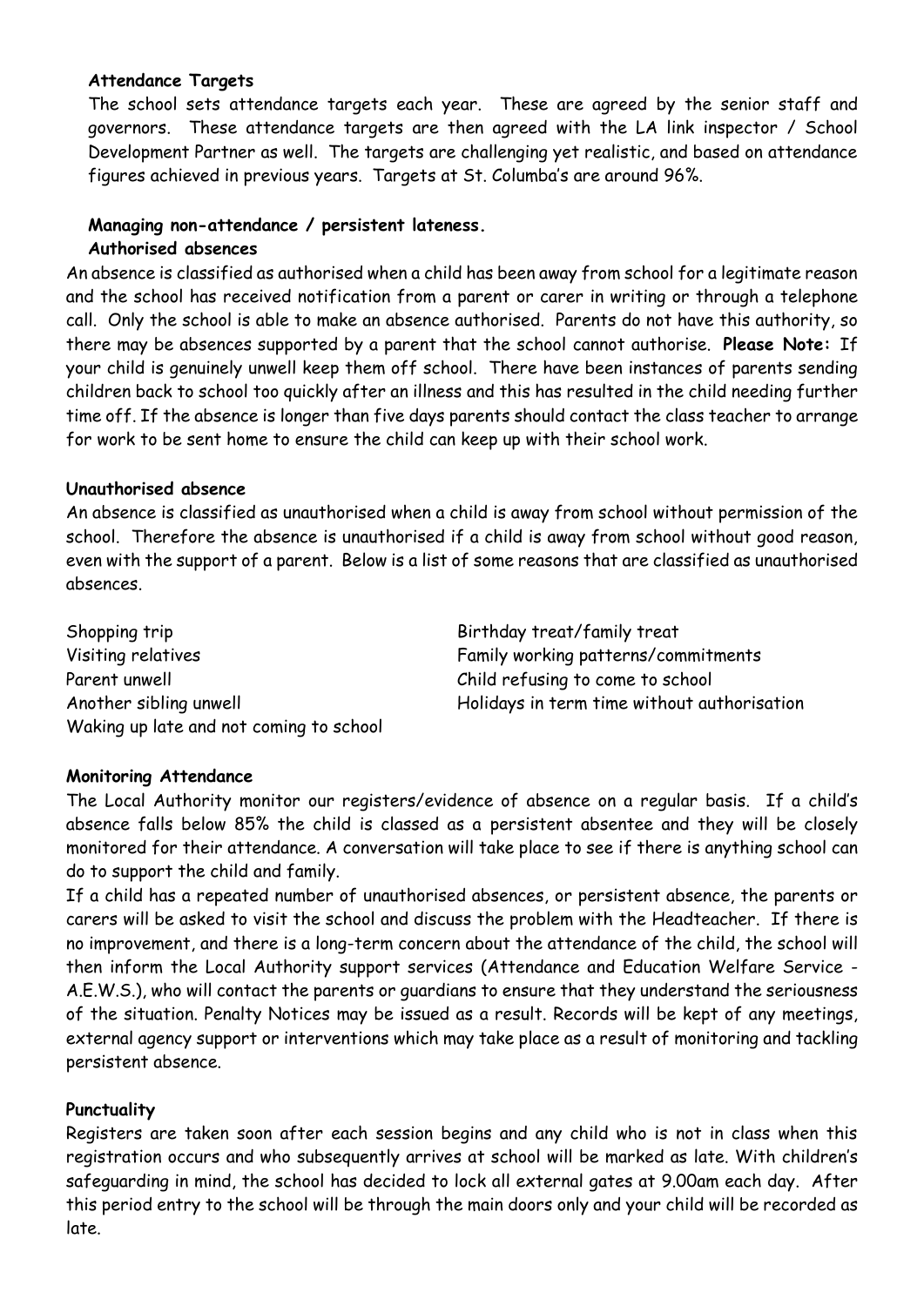**Attendance Targets**

The school sets attendance targets each year. These are agreed by the senior staff and governors. These attendance targets are then agreed with the LA link inspector / School Development Partner as well. The targets are challenging yet realistic, and based on attendance figures achieved in previous years. Targets at St. Columba's are around 96%.

**Managing non-attendance / persistent lateness.**

**Authorised absences**

An absence is classified as authorised when a child has been away from school for a legitimate reason and the school has received notification from a parent or carer in writing or through a telephone call. Only the school is able to make an absence authorised. Parents do not have this authority, so there may be absences supported by a parent that the school cannot authorise. **Please Note:** If your child is genuinely unwell keep them off school. There have been instances of parents sending children back to school too quickly after an illness and this has resulted in the child needing further time off. If the absence is longer than five days parents should contact the class teacher to arrange for work to be sent home to ensure the child can keep up with their school work.

**Unauthorised absence**

An absence is classified as unauthorised when a child is away from school without permission of the school. Therefore the absence is unauthorised if a child is away from school without good reason, even with the support of a parent. Below is a list of some reasons that are classified as unauthorised absences.

- Shopping trip
- Visiting relatives
- Parent unwell
- Another sibling unwell
- Waking up late and not coming to school
- Birthday treat/family treat
- Family working patterns/commitments
- Child refusing to come to school
- Holidays in term time without authorisation

**Monitoring Attendance**

The Local Authority monitor our registers/evidence of absence on a regular basis. If a child's absence falls below 85% the child is classed as a persistent absentee and they will be closely monitored for their attendance. A conversation will take place to see if there is anything school can do to support the child and family.

If a child has a repeated number of unauthorised absences, or persistent absence, the parents or carers will be asked to visit the school and discuss the problem with the Headteacher. If there is no improvement, and there is a long-term concern about the attendance of the child, the school will then inform the Local Authority support services (Attendance and Education Welfare Service - A.E.W.S.), who will contact the parents or guardians to ensure that they understand the seriousness of the situation. Penalty Notices may be issued as a result. Records will be kept of any meetings, external agency support or interventions which may take place as a result of monitoring and tackling persistent absence.

**Punctuality**

Registers are taken soon after each session begins and any child who is not in class when this registration occurs and who subsequently arrives at school will be marked as late. With children's safeguarding in mind, the school has decided to lock all external gates at 9.00am each day. After this period entry to the school will be through the main doors only and your child will be recorded as late.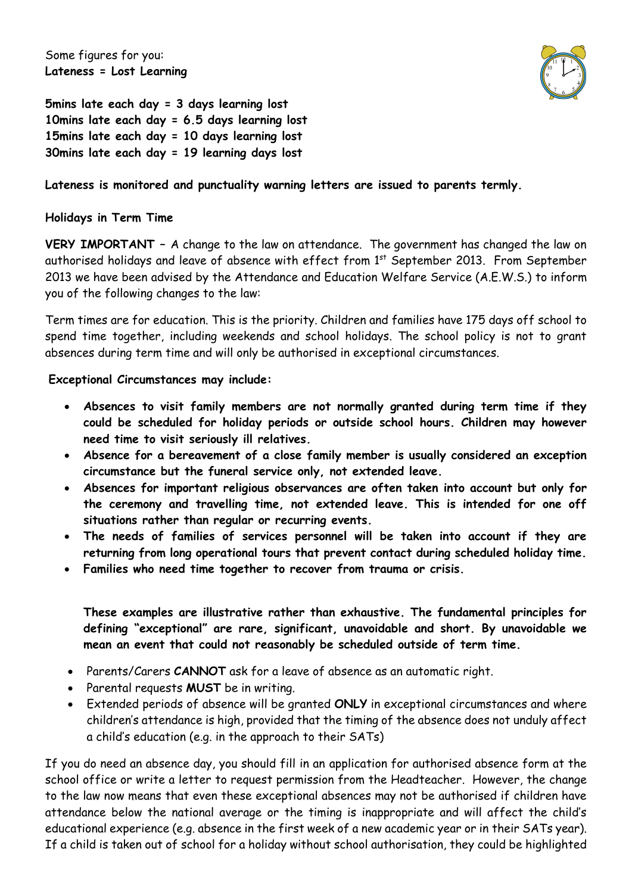Some figures for you:
**Lateness = Lost Learning**

**5mins late each day = 3 days learning lost**
**10mins late each day = 6.5 days learning lost**
**15mins late each day = 10 days learning lost**
**30mins late each day = 19 learning days lost**

**Lateness is monitored and punctuality warning letters are issued to parents termly.**

**Holidays in Term Time**

**VERY IMPORTANT** – A change to the law on attendance. The government has changed the law on authorised holidays and leave of absence with effect from 1st September 2013. From September 2013 we have been advised by the Attendance and Education Welfare Service (A.E.W.S.) to inform you of the following changes to the law:

Term times are for education. This is the priority. Children and families have 175 days off school to spend time together, including weekends and school holidays. The school policy is not to grant absences during term time and will only be authorised in exceptional circumstances.

**Exceptional Circumstances may include:**

- **Absences to visit family members are not normally granted during term time if they could be scheduled for holiday periods or outside school hours. Children may however need time to visit seriously ill relatives.**
- **Absence for a bereavement of a close family member is usually considered an exception circumstance but the funeral service only, not extended leave.**
- **Absences for important religious observances are often taken into account but only for the ceremony and travelling time, not extended leave. This is intended for one off situations rather than regular or recurring events.**
- **The needs of families of services personnel will be taken into account if they are returning from long operational tours that prevent contact during scheduled holiday time.**
- **Families who need time together to recover from trauma or crisis.**

**These examples are illustrative rather than exhaustive. The fundamental principles for defining "exceptional" are rare, significant, unavoidable and short. By unavoidable we mean an event that could not reasonably be scheduled outside of term time.**

- Parents/Carers **CANNOT** ask for a leave of absence as an automatic right.
- Parental requests **MUST** be in writing.
- Extended periods of absence will be granted **ONLY** in exceptional circumstances and where children's attendance is high, provided that the timing of the absence does not unduly affect a child's education (e.g. in the approach to their SATs)

If you do need an absence day, you should fill in an application for authorised absence form at the school office or write a letter to request permission from the Headteacher. However, the change to the law now means that even these exceptional absences may not be authorised if children have attendance below the national average or the timing is inappropriate and will affect the child's educational experience (e.g. absence in the first week of a new academic year or in their SATs year). If a child is taken out of school for a holiday without school authorisation, they could be highlighted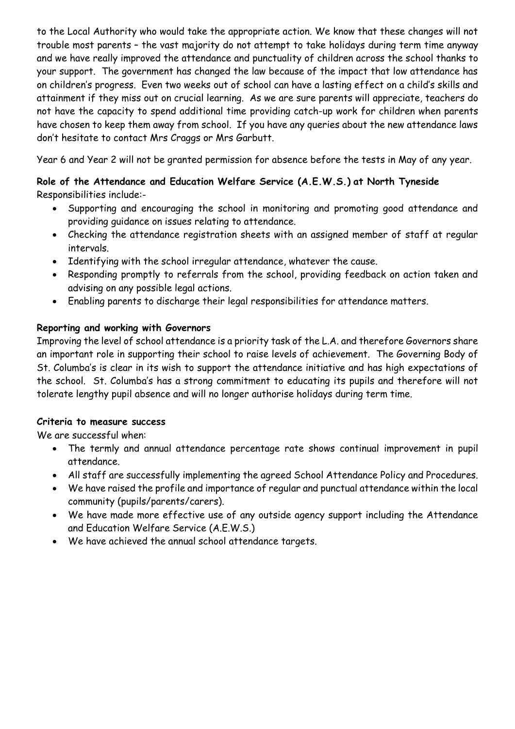to the Local Authority who would take the appropriate action. We know that these changes will not trouble most parents – the vast majority do not attempt to take holidays during term time anyway and we have really improved the attendance and punctuality of children across the school thanks to your support. The government has changed the law because of the impact that low attendance has on children's progress. Even two weeks out of school can have a lasting effect on a child's skills and attainment if they miss out on crucial learning. As we are sure parents will appreciate, teachers do not have the capacity to spend additional time providing catch-up work for children when parents have chosen to keep them away from school. If you have any queries about the new attendance laws don't hesitate to contact Mrs Craggs or Mrs Garbutt.

Year 6 and Year 2 will not be granted permission for absence before the tests in May of any year.

**Role of the Attendance and Education Welfare Service (A.E.W.S.) at North Tyneside**
Responsibilities include:-

- Supporting and encouraging the school in monitoring and promoting good attendance and providing guidance on issues relating to attendance.
- Checking the attendance registration sheets with an assigned member of staff at regular intervals.
- Identifying with the school irregular attendance, whatever the cause.
- Responding promptly to referrals from the school, providing feedback on action taken and advising on any possible legal actions.
- Enabling parents to discharge their legal responsibilities for attendance matters.

**Reporting and working with Governors**
Improving the level of school attendance is a priority task of the L.A. and therefore Governors share an important role in supporting their school to raise levels of achievement. The Governing Body of St. Columba's is clear in its wish to support the attendance initiative and has high expectations of the school. St. Columba's has a strong commitment to educating its pupils and therefore will not tolerate lengthy pupil absence and will no longer authorise holidays during term time.

**Criteria to measure success**
We are successful when:

- The termly and annual attendance percentage rate shows continual improvement in pupil attendance.
- All staff are successfully implementing the agreed School Attendance Policy and Procedures.
- We have raised the profile and importance of regular and punctual attendance within the local community (pupils/parents/carers).
- We have made more effective use of any outside agency support including the Attendance and Education Welfare Service (A.E.W.S.)
- We have achieved the annual school attendance targets.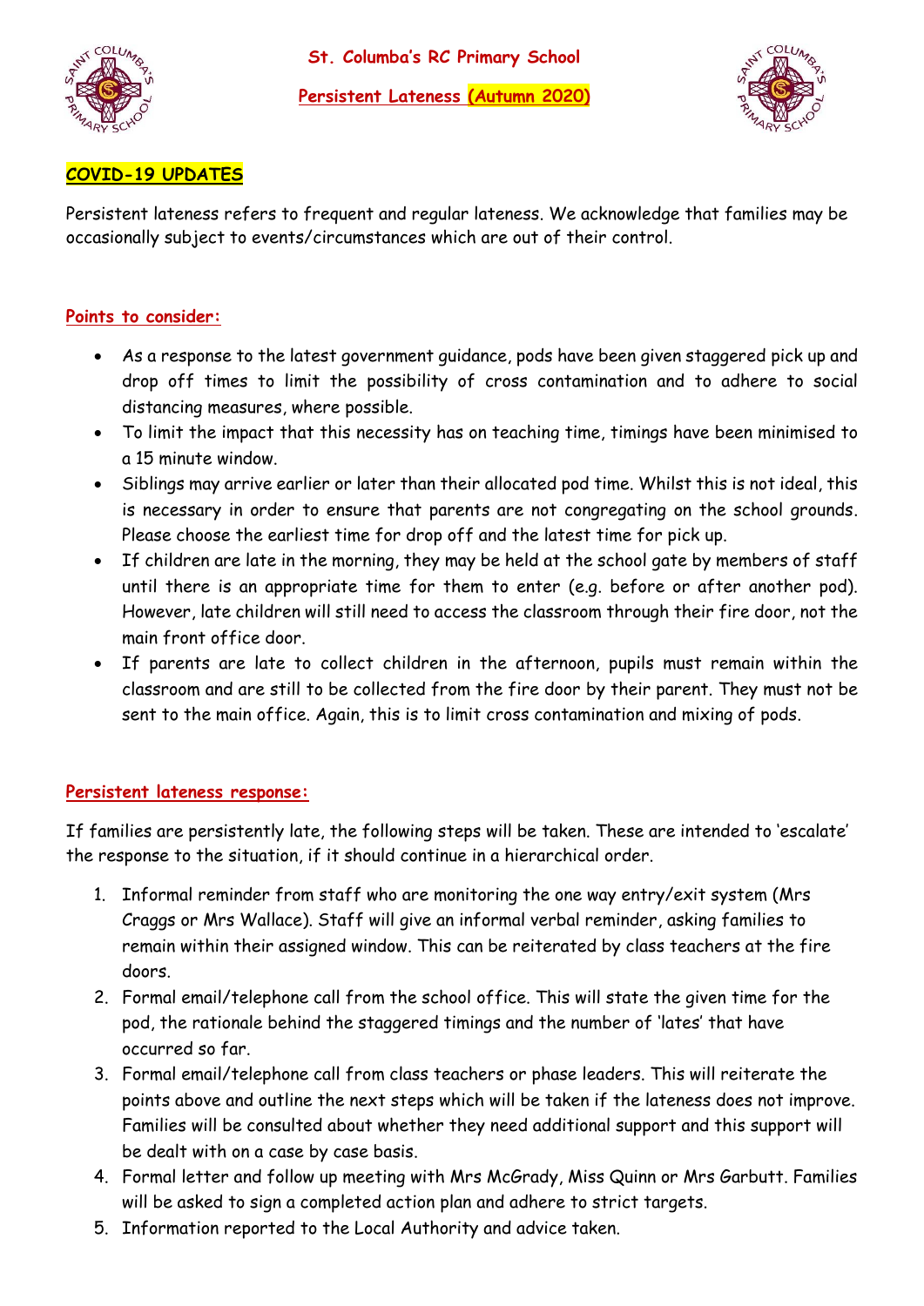# St. Columba's RC Primary School

## Persistent Lateness (Autumn 2020)

### COVID-19 UPDATES

Persistent lateness refers to frequent and regular lateness. We acknowledge that families may be occasionally subject to events/circumstances which are out of their control.

### Points to consider:

- As a response to the latest government guidance, pods have been given staggered pick up and drop off times to limit the possibility of cross contamination and to adhere to social distancing measures, where possible.
- To limit the impact that this necessity has on teaching time, timings have been minimised to a 15 minute window.
- Siblings may arrive earlier or later than their allocated pod time. Whilst this is not ideal, this is necessary in order to ensure that parents are not congregating on the school grounds. Please choose the earliest time for drop off and the latest time for pick up.
- If children are late in the morning, they may be held at the school gate by members of staff until there is an appropriate time for them to enter (e.g. before or after another pod). However, late children will still need to access the classroom through their fire door, not the main front office door.
- If parents are late to collect children in the afternoon, pupils must remain within the classroom and are still to be collected from the fire door by their parent. They must not be sent to the main office. Again, this is to limit cross contamination and mixing of pods.

### Persistent lateness response:

If families are persistently late, the following steps will be taken. These are intended to 'escalate' the response to the situation, if it should continue in a hierarchical order.

1. Informal reminder from staff who are monitoring the one way entry/exit system (Mrs Craggs or Mrs Wallace). Staff will give an informal verbal reminder, asking families to remain within their assigned window. This can be reiterated by class teachers at the fire doors.
2. Formal email/telephone call from the school office. This will state the given time for the pod, the rationale behind the staggered timings and the number of 'lates' that have occurred so far.
3. Formal email/telephone call from class teachers or phase leaders. This will reiterate the points above and outline the next steps which will be taken if the lateness does not improve. Families will be consulted about whether they need additional support and this support will be dealt with on a case by case basis.
4. Formal letter and follow up meeting with Mrs McGrady, Miss Quinn or Mrs Garbutt. Families will be asked to sign a completed action plan and adhere to strict targets.
5. Information reported to the Local Authority and advice taken.